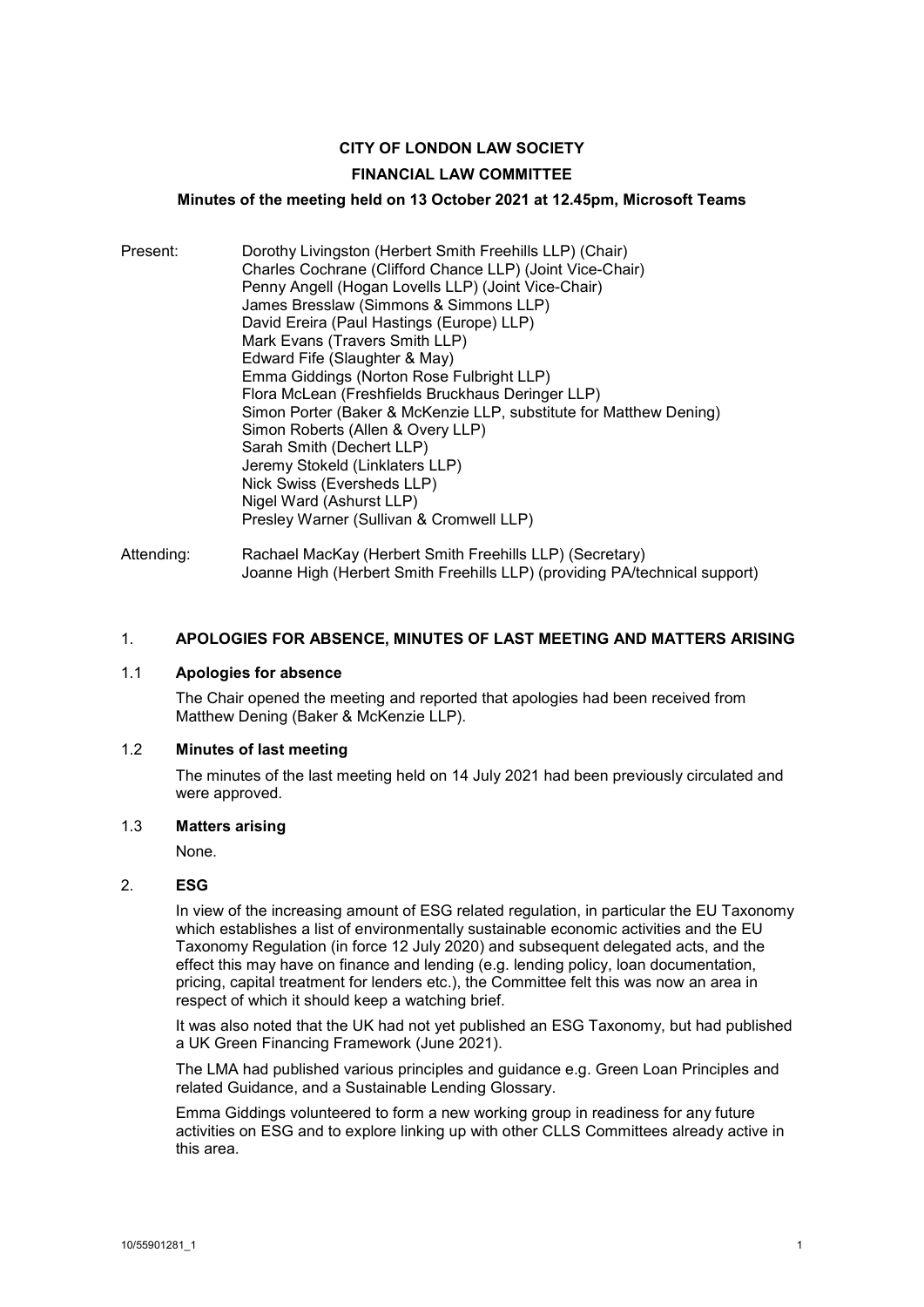**CITY OF LONDON LAW SOCIETY**

**FINANCIAL LAW COMMITTEE**

**Minutes of the meeting held on 13 October 2021 at 12.45pm, Microsoft Teams**

Present:
Dorothy Livingston (Herbert Smith Freehills LLP) (Chair)
Charles Cochrane (Clifford Chance LLP) (Joint Vice-Chair)
Penny Angell (Hogan Lovells LLP) (Joint Vice-Chair)
James Bresslaw (Simmons & Simmons LLP)
David Ereira (Paul Hastings (Europe) LLP)
Mark Evans (Travers Smith LLP)
Edward Fife (Slaughter & May)
Emma Giddings (Norton Rose Fulbright LLP)
Flora McLean (Freshfields Bruckhaus Deringer LLP)
Simon Porter (Baker & McKenzie LLP, substitute for Matthew Dening)
Simon Roberts (Allen & Overy LLP)
Sarah Smith (Dechert LLP)
Jeremy Stokeld (Linklaters LLP)
Nick Swiss (Eversheds LLP)
Nigel Ward (Ashurst LLP)
Presley Warner (Sullivan & Cromwell LLP)

Attending:
Rachael MacKay (Herbert Smith Freehills LLP) (Secretary)
Joanne High (Herbert Smith Freehills LLP) (providing PA/technical support)

## 1. APOLOGIES FOR ABSENCE, MINUTES OF LAST MEETING AND MATTERS ARISING

### 1.1 Apologies for absence

The Chair opened the meeting and reported that apologies had been received from Matthew Dening (Baker & McKenzie LLP).

### 1.2 Minutes of last meeting

The minutes of the last meeting held on 14 July 2021 had been previously circulated and were approved.

### 1.3 Matters arising

None.

## 2. ESG

In view of the increasing amount of ESG related regulation, in particular the EU Taxonomy which establishes a list of environmentally sustainable economic activities and the EU Taxonomy Regulation (in force 12 July 2020) and subsequent delegated acts, and the effect this may have on finance and lending (e.g. lending policy, loan documentation, pricing, capital treatment for lenders etc.), the Committee felt this was now an area in respect of which it should keep a watching brief.

It was also noted that the UK had not yet published an ESG Taxonomy, but had published a UK Green Financing Framework (June 2021).

The LMA had published various principles and guidance e.g. Green Loan Principles and related Guidance, and a Sustainable Lending Glossary.

Emma Giddings volunteered to form a new working group in readiness for any future activities on ESG and to explore linking up with other CLLS Committees already active in this area.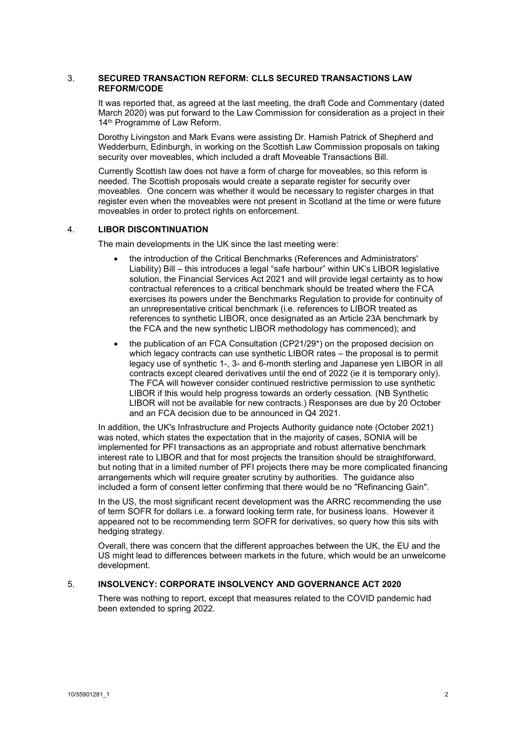## 3. SECURED TRANSACTION REFORM: CLLS SECURED TRANSACTIONS LAW REFORM/CODE

It was reported that, as agreed at the last meeting, the draft Code and Commentary (dated March 2020) was put forward to the Law Commission for consideration as a project in their 14th Programme of Law Reform.

Dorothy Livingston and Mark Evans were assisting Dr. Hamish Patrick of Shepherd and Wedderburn, Edinburgh, in working on the Scottish Law Commission proposals on taking security over moveables, which included a draft Moveable Transactions Bill.

Currently Scottish law does not have a form of charge for moveables, so this reform is needed. The Scottish proposals would create a separate register for security over moveables. One concern was whether it would be necessary to register charges in that register even when the moveables were not present in Scotland at the time or were future moveables in order to protect rights on enforcement.

## 4. LIBOR DISCONTINUATION

The main developments in the UK since the last meeting were:

- the introduction of the Critical Benchmarks (References and Administrators' Liability) Bill – this introduces a legal "safe harbour" within UK's LIBOR legislative solution, the Financial Services Act 2021 and will provide legal certainty as to how contractual references to a critical benchmark should be treated where the FCA exercises its powers under the Benchmarks Regulation to provide for continuity of an unrepresentative critical benchmark (i.e. references to LIBOR treated as references to synthetic LIBOR, once designated as an Article 23A benchmark by the FCA and the new synthetic LIBOR methodology has commenced); and
- the publication of an FCA Consultation (CP21/29*) on the proposed decision on which legacy contracts can use synthetic LIBOR rates – the proposal is to permit legacy use of synthetic 1-, 3- and 6-month sterling and Japanese yen LIBOR in all contracts except cleared derivatives until the end of 2022 (ie it is temporary only). The FCA will however consider continued restrictive permission to use synthetic LIBOR if this would help progress towards an orderly cessation. (NB Synthetic LIBOR will not be available for new contracts.) Responses are due by 20 October and an FCA decision due to be announced in Q4 2021.

In addition, the UK's Infrastructure and Projects Authority guidance note (October 2021) was noted, which states the expectation that in the majority of cases, SONIA will be implemented for PFI transactions as an appropriate and robust alternative benchmark interest rate to LIBOR and that for most projects the transition should be straightforward, but noting that in a limited number of PFI projects there may be more complicated financing arrangements which will require greater scrutiny by authorities. The guidance also included a form of consent letter confirming that there would be no "Refinancing Gain".

In the US, the most significant recent development was the ARRC recommending the use of term SOFR for dollars i.e. a forward looking term rate, for business loans. However it appeared not to be recommending term SOFR for derivatives, so query how this sits with hedging strategy.

Overall, there was concern that the different approaches between the UK, the EU and the US might lead to differences between markets in the future, which would be an unwelcome development.

## 5. INSOLVENCY: CORPORATE INSOLVENCY AND GOVERNANCE ACT 2020

There was nothing to report, except that measures related to the COVID pandemic had been extended to spring 2022.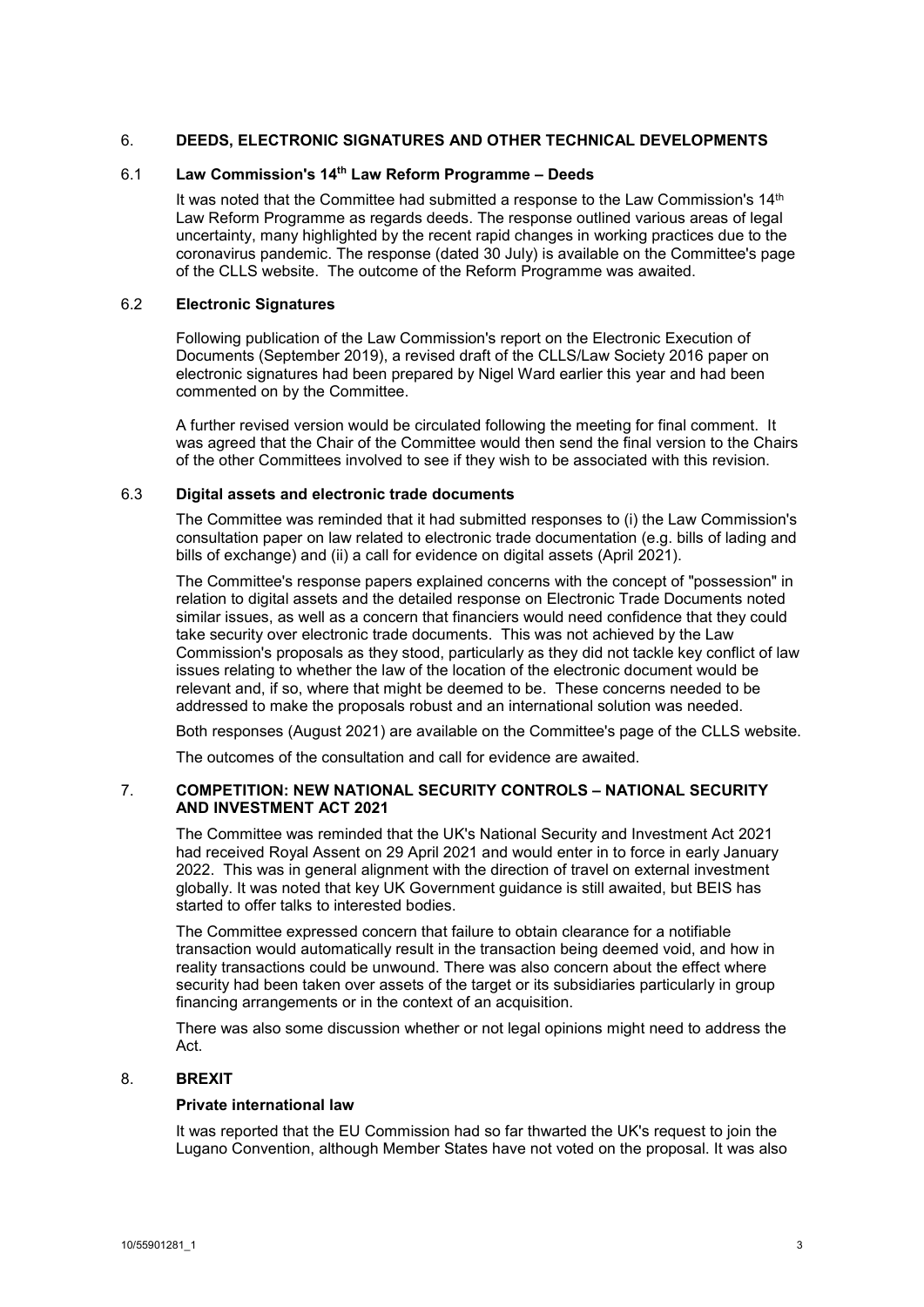## 6. DEEDS, ELECTRONIC SIGNATURES AND OTHER TECHNICAL DEVELOPMENTS

### 6.1 Law Commission's 14th Law Reform Programme – Deeds

It was noted that the Committee had submitted a response to the Law Commission's 14th Law Reform Programme as regards deeds. The response outlined various areas of legal uncertainty, many highlighted by the recent rapid changes in working practices due to the coronavirus pandemic. The response (dated 30 July) is available on the Committee's page of the CLLS website. The outcome of the Reform Programme was awaited.

### 6.2 Electronic Signatures

Following publication of the Law Commission's report on the Electronic Execution of Documents (September 2019), a revised draft of the CLLS/Law Society 2016 paper on electronic signatures had been prepared by Nigel Ward earlier this year and had been commented on by the Committee.

A further revised version would be circulated following the meeting for final comment. It was agreed that the Chair of the Committee would then send the final version to the Chairs of the other Committees involved to see if they wish to be associated with this revision.

### 6.3 Digital assets and electronic trade documents

The Committee was reminded that it had submitted responses to (i) the Law Commission's consultation paper on law related to electronic trade documentation (e.g. bills of lading and bills of exchange) and (ii) a call for evidence on digital assets (April 2021).

The Committee's response papers explained concerns with the concept of "possession" in relation to digital assets and the detailed response on Electronic Trade Documents noted similar issues, as well as a concern that financiers would need confidence that they could take security over electronic trade documents. This was not achieved by the Law Commission's proposals as they stood, particularly as they did not tackle key conflict of law issues relating to whether the law of the location of the electronic document would be relevant and, if so, where that might be deemed to be. These concerns needed to be addressed to make the proposals robust and an international solution was needed.

Both responses (August 2021) are available on the Committee's page of the CLLS website.

The outcomes of the consultation and call for evidence are awaited.

## 7. COMPETITION: NEW NATIONAL SECURITY CONTROLS – NATIONAL SECURITY AND INVESTMENT ACT 2021

The Committee was reminded that the UK's National Security and Investment Act 2021 had received Royal Assent on 29 April 2021 and would enter in to force in early January 2022. This was in general alignment with the direction of travel on external investment globally. It was noted that key UK Government guidance is still awaited, but BEIS has started to offer talks to interested bodies.

The Committee expressed concern that failure to obtain clearance for a notifiable transaction would automatically result in the transaction being deemed void, and how in reality transactions could be unwound. There was also concern about the effect where security had been taken over assets of the target or its subsidiaries particularly in group financing arrangements or in the context of an acquisition.

There was also some discussion whether or not legal opinions might need to address the Act.

## 8. BREXIT

**Private international law**

It was reported that the EU Commission had so far thwarted the UK's request to join the Lugano Convention, although Member States have not voted on the proposal. It was also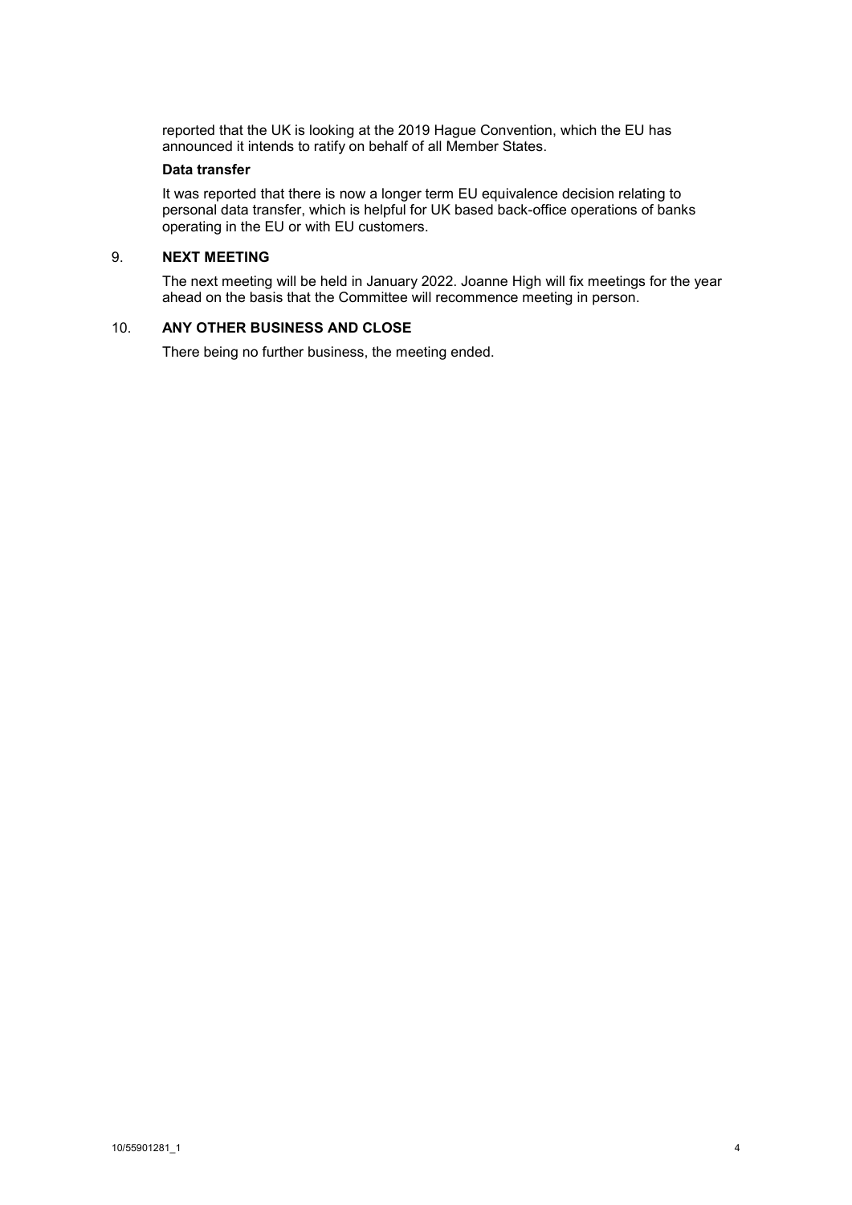reported that the UK is looking at the 2019 Hague Convention, which the EU has announced it intends to ratify on behalf of all Member States.

**Data transfer**

It was reported that there is now a longer term EU equivalence decision relating to personal data transfer, which is helpful for UK based back-office operations of banks operating in the EU or with EU customers.

## 9. NEXT MEETING

The next meeting will be held in January 2022. Joanne High will fix meetings for the year ahead on the basis that the Committee will recommence meeting in person.

## 10. ANY OTHER BUSINESS AND CLOSE

There being no further business, the meeting ended.

10/55901281_1